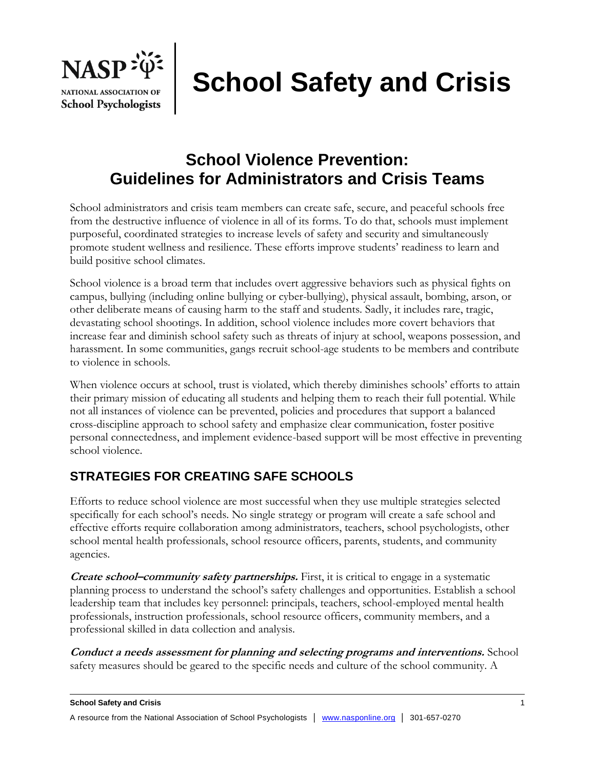# School Safety and Crisis

## School Violence Prevention: Guidelines for Administrators and Crisis Teams

School administrators and crisis team members can create safe, secure, and peaceful schools free from the destructive influence of violence in all of its forms. To do that, schools must implement purposeful, coordinated strategies to increase levels of safety and security and simultaneously promote student wellness and resilience. These efforts improve students' readiness to learn and build positive school climates.

School violence is a broad term that includes overt aggressive behaviors such as physical fights on campus, bullying (including online bullying or cyber-bullying), physical assault, bombing, arson, or other deliberate means of causing harm to the staff and students. Sadly, it includes rare, tragic, devastating school shootings. In addition, school violence includes more covert behaviors that increase fear and diminish school safety such as threats of injury at school, weapons possession, and harassment. In some communities, gangs recruit school-age students to be members and contribute to violence in schools.

When violence occurs at school, trust is violated, which thereby diminishes schools' efforts to attain their primary mission of educating all students and helping them to reach their full potential. While not all instances of violence can be prevented, policies and procedures that support a balanced cross-discipline approach to school safety and emphasize clear communication, foster positive personal connectedness, and implement evidence-based support will be most effective in preventing school violence.

### STRATEGIES FOR CREATING SAFE SCHOOLS

Efforts to reduce school violence are most successful when they use multiple strategies selected specifically for each school's needs. No single strategy or program will create a safe school and effective efforts require collaboration among administrators, teachers, school psychologists, other school mental health professionals, school resource officers, parents, students, and community agencies.

***Create school–community safety partnerships.*** First, it is critical to engage in a systematic planning process to understand the school's safety challenges and opportunities. Establish a school leadership team that includes key personnel: principals, teachers, school-employed mental health professionals, instruction professionals, school resource officers, community members, and a professional skilled in data collection and analysis.

***Conduct a needs assessment for planning and selecting programs and interventions.*** School safety measures should be geared to the specific needs and culture of the school community. A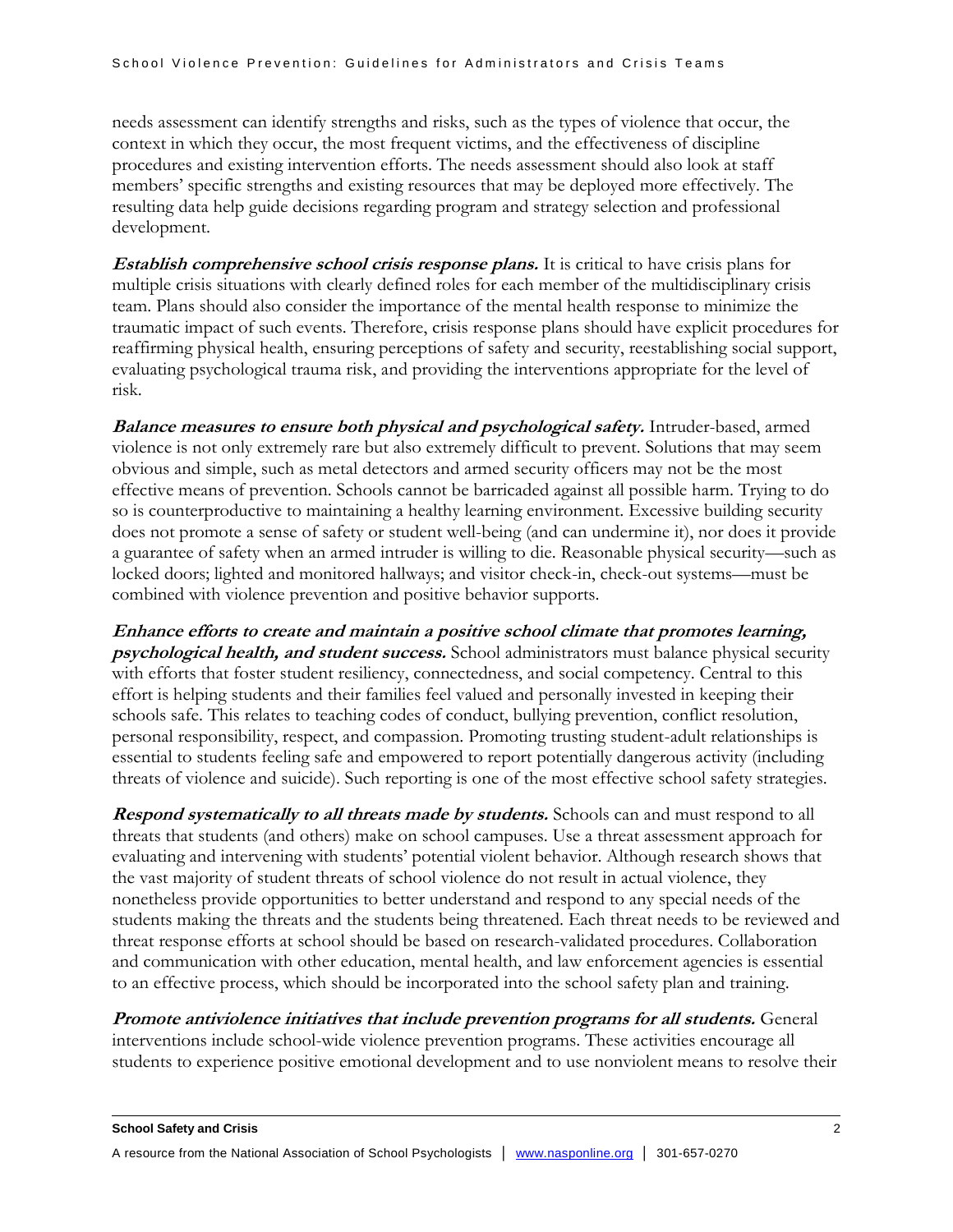needs assessment can identify strengths and risks, such as the types of violence that occur, the context in which they occur, the most frequent victims, and the effectiveness of discipline procedures and existing intervention efforts. The needs assessment should also look at staff members' specific strengths and existing resources that may be deployed more effectively. The resulting data help guide decisions regarding program and strategy selection and professional development.

***Establish comprehensive school crisis response plans.*** It is critical to have crisis plans for multiple crisis situations with clearly defined roles for each member of the multidisciplinary crisis team. Plans should also consider the importance of the mental health response to minimize the traumatic impact of such events. Therefore, crisis response plans should have explicit procedures for reaffirming physical health, ensuring perceptions of safety and security, reestablishing social support, evaluating psychological trauma risk, and providing the interventions appropriate for the level of risk.

***Balance measures to ensure both physical and psychological safety.*** Intruder-based, armed violence is not only extremely rare but also extremely difficult to prevent. Solutions that may seem obvious and simple, such as metal detectors and armed security officers may not be the most effective means of prevention. Schools cannot be barricaded against all possible harm. Trying to do so is counterproductive to maintaining a healthy learning environment. Excessive building security does not promote a sense of safety or student well-being (and can undermine it), nor does it provide a guarantee of safety when an armed intruder is willing to die. Reasonable physical security—such as locked doors; lighted and monitored hallways; and visitor check-in, check-out systems—must be combined with violence prevention and positive behavior supports.

***Enhance efforts to create and maintain a positive school climate that promotes learning, psychological health, and student success.*** School administrators must balance physical security with efforts that foster student resiliency, connectedness, and social competency. Central to this effort is helping students and their families feel valued and personally invested in keeping their schools safe. This relates to teaching codes of conduct, bullying prevention, conflict resolution, personal responsibility, respect, and compassion. Promoting trusting student-adult relationships is essential to students feeling safe and empowered to report potentially dangerous activity (including threats of violence and suicide). Such reporting is one of the most effective school safety strategies.

***Respond systematically to all threats made by students.*** Schools can and must respond to all threats that students (and others) make on school campuses. Use a threat assessment approach for evaluating and intervening with students' potential violent behavior. Although research shows that the vast majority of student threats of school violence do not result in actual violence, they nonetheless provide opportunities to better understand and respond to any special needs of the students making the threats and the students being threatened. Each threat needs to be reviewed and threat response efforts at school should be based on research-validated procedures. Collaboration and communication with other education, mental health, and law enforcement agencies is essential to an effective process, which should be incorporated into the school safety plan and training.

***Promote antiviolence initiatives that include prevention programs for all students.*** General interventions include school-wide violence prevention programs. These activities encourage all students to experience positive emotional development and to use nonviolent means to resolve their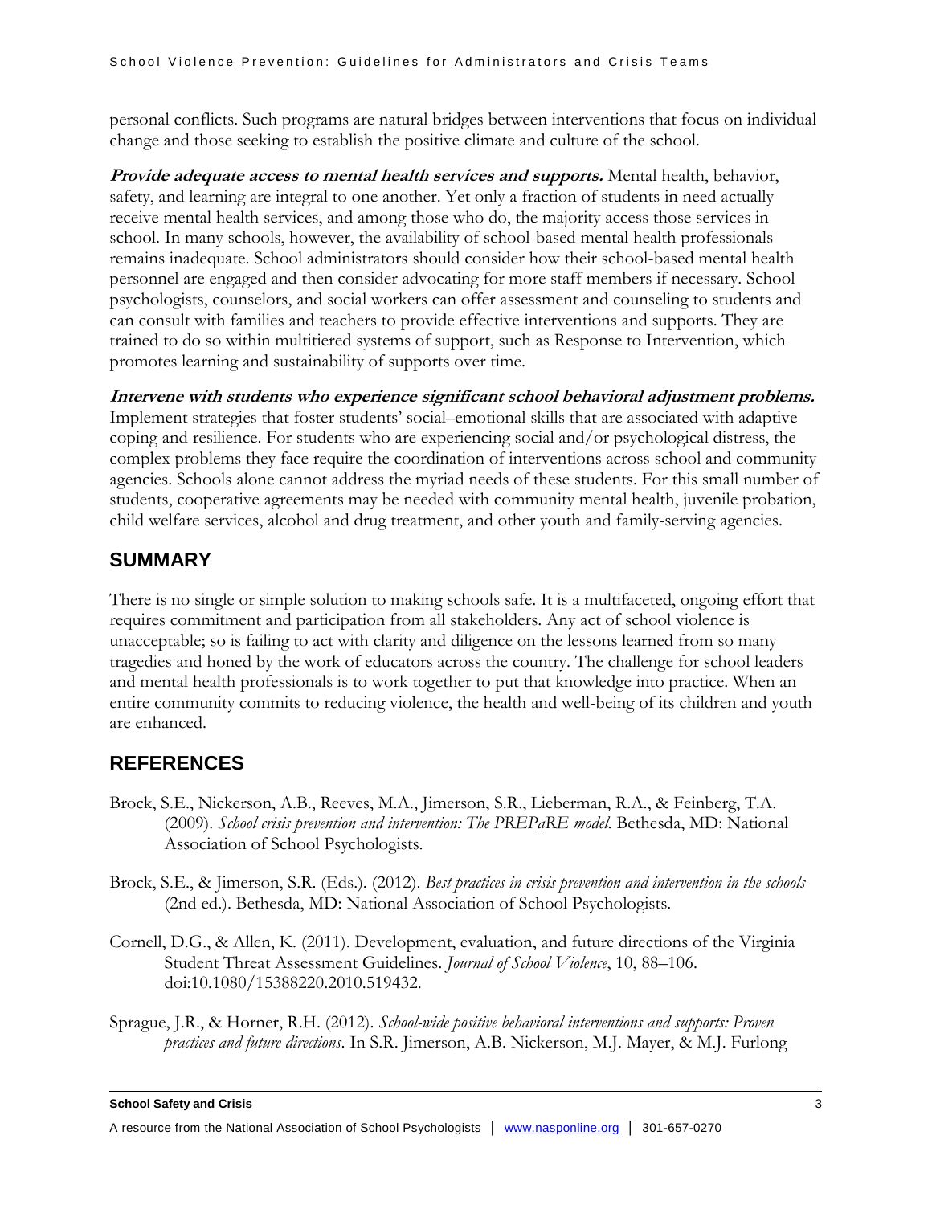personal conflicts. Such programs are natural bridges between interventions that focus on individual change and those seeking to establish the positive climate and culture of the school.

***Provide adequate access to mental health services and supports.*** Mental health, behavior, safety, and learning are integral to one another. Yet only a fraction of students in need actually receive mental health services, and among those who do, the majority access those services in school. In many schools, however, the availability of school-based mental health professionals remains inadequate. School administrators should consider how their school-based mental health personnel are engaged and then consider advocating for more staff members if necessary. School psychologists, counselors, and social workers can offer assessment and counseling to students and can consult with families and teachers to provide effective interventions and supports. They are trained to do so within multitiered systems of support, such as Response to Intervention, which promotes learning and sustainability of supports over time.

***Intervene with students who experience significant school behavioral adjustment problems.*** Implement strategies that foster students' social–emotional skills that are associated with adaptive coping and resilience. For students who are experiencing social and/or psychological distress, the complex problems they face require the coordination of interventions across school and community agencies. Schools alone cannot address the myriad needs of these students. For this small number of students, cooperative agreements may be needed with community mental health, juvenile probation, child welfare services, alcohol and drug treatment, and other youth and family-serving agencies.

## SUMMARY

There is no single or simple solution to making schools safe. It is a multifaceted, ongoing effort that requires commitment and participation from all stakeholders. Any act of school violence is unacceptable; so is failing to act with clarity and diligence on the lessons learned from so many tragedies and honed by the work of educators across the country. The challenge for school leaders and mental health professionals is to work together to put that knowledge into practice. When an entire community commits to reducing violence, the health and well-being of its children and youth are enhanced.

## REFERENCES

Brock, S.E., Nickerson, A.B., Reeves, M.A., Jimerson, S.R., Lieberman, R.A., & Feinberg, T.A. (2009). *School crisis prevention and intervention: The PREPaRE model.* Bethesda, MD: National Association of School Psychologists.

Brock, S.E., & Jimerson, S.R. (Eds.). (2012). *Best practices in crisis prevention and intervention in the schools* (2nd ed.). Bethesda, MD: National Association of School Psychologists.

Cornell, D.G., & Allen, K. (2011). Development, evaluation, and future directions of the Virginia Student Threat Assessment Guidelines. *Journal of School Violence*, 10, 88–106. doi:10.1080/15388220.2010.519432.

Sprague, J.R., & Horner, R.H. (2012). *School-wide positive behavioral interventions and supports: Proven practices and future directions*. In S.R. Jimerson, A.B. Nickerson, M.J. Mayer, & M.J. Furlong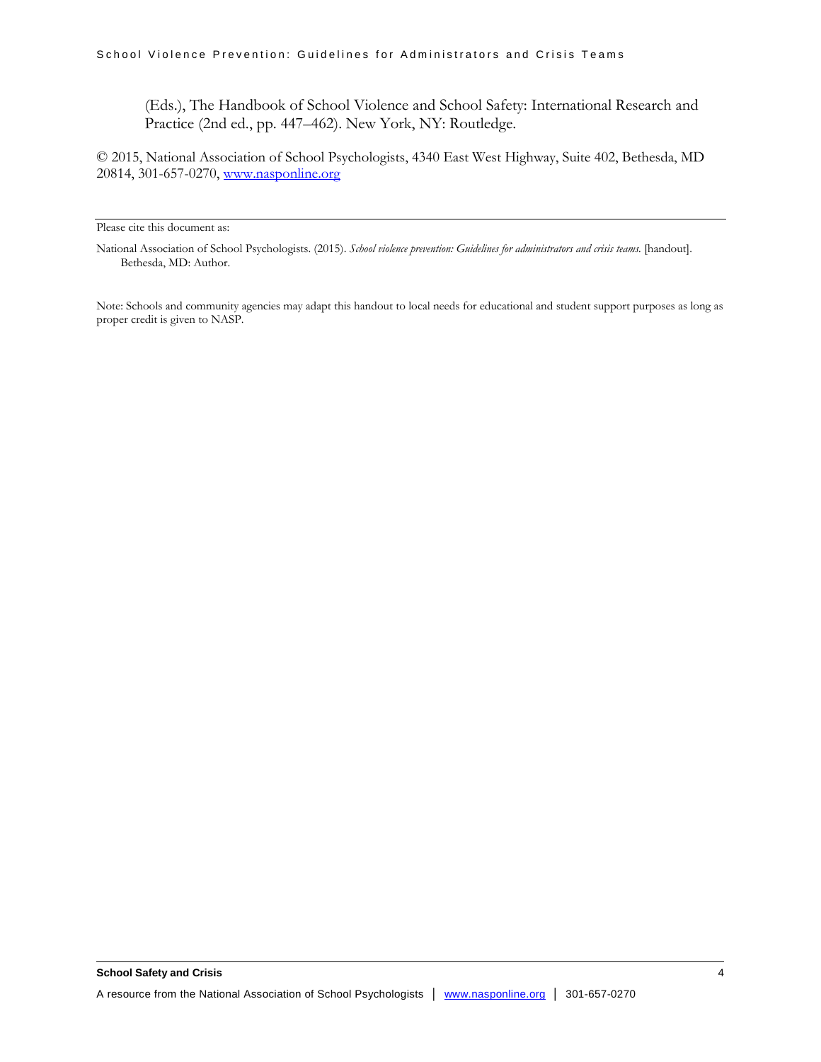(Eds.), The Handbook of School Violence and School Safety: International Research and Practice (2nd ed., pp. 447–462). New York, NY: Routledge.

© 2015, National Association of School Psychologists, 4340 East West Highway, Suite 402, Bethesda, MD 20814, 301-657-0270, [www.nasponline.org](http://www.nasponline.org)

---

Please cite this document as:

National Association of School Psychologists. (2015). *School violence prevention: Guidelines for administrators and crisis teams.* [handout]. Bethesda, MD: Author.

Note: Schools and community agencies may adapt this handout to local needs for educational and student support purposes as long as proper credit is given to NASP.